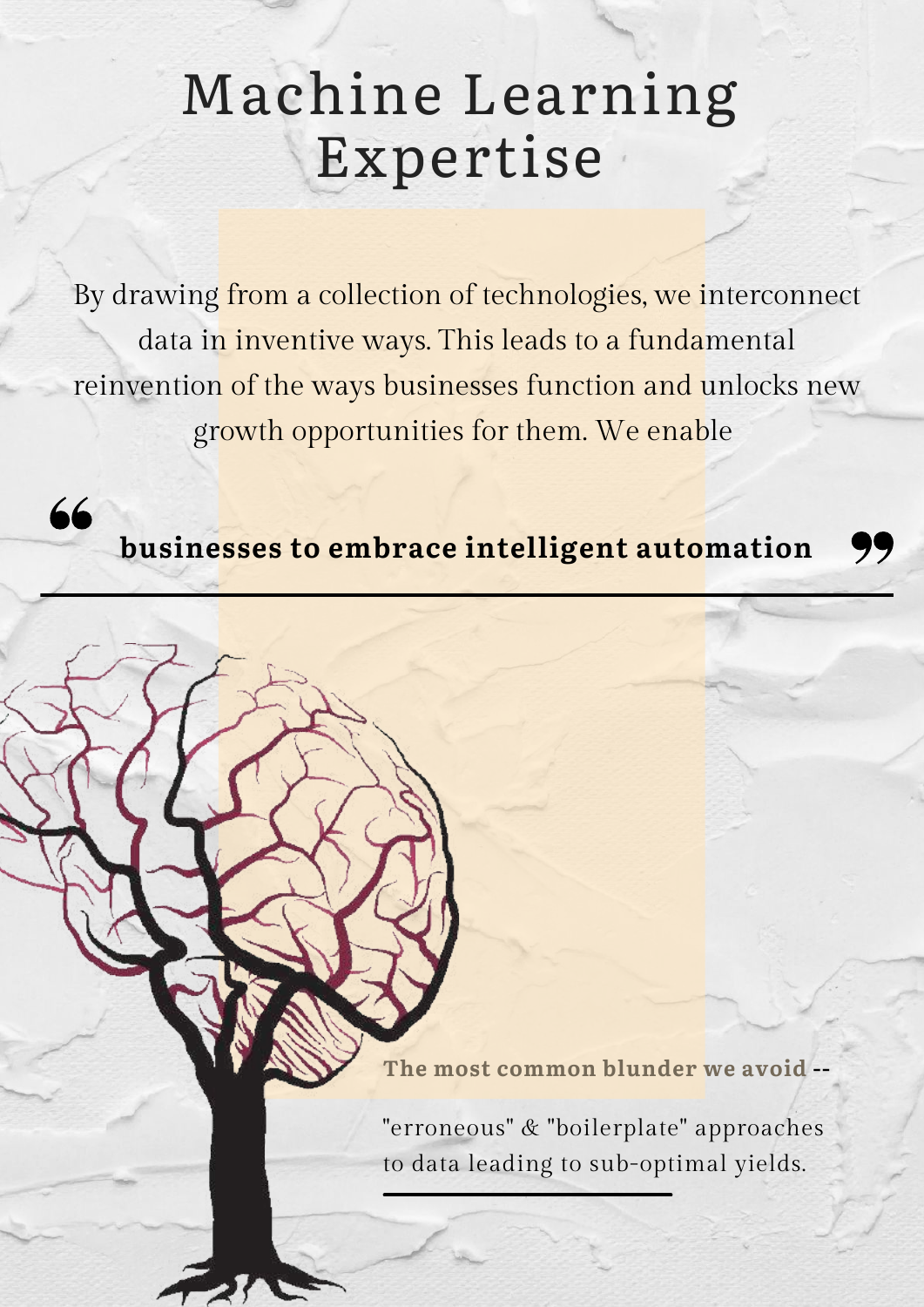# Machine Learning Expertise

By drawing from a collection of technologies, we interconnect data in inventive ways. This leads to a fundamental reinvention of the ways businesses function and unlocks new growth opportunities for them. We enable

> **businesses to embrace intelligent automation**

---

**The most common blunder we avoid** --

"erroneous" & "boilerplate" approaches to data leading to sub-optimal yields.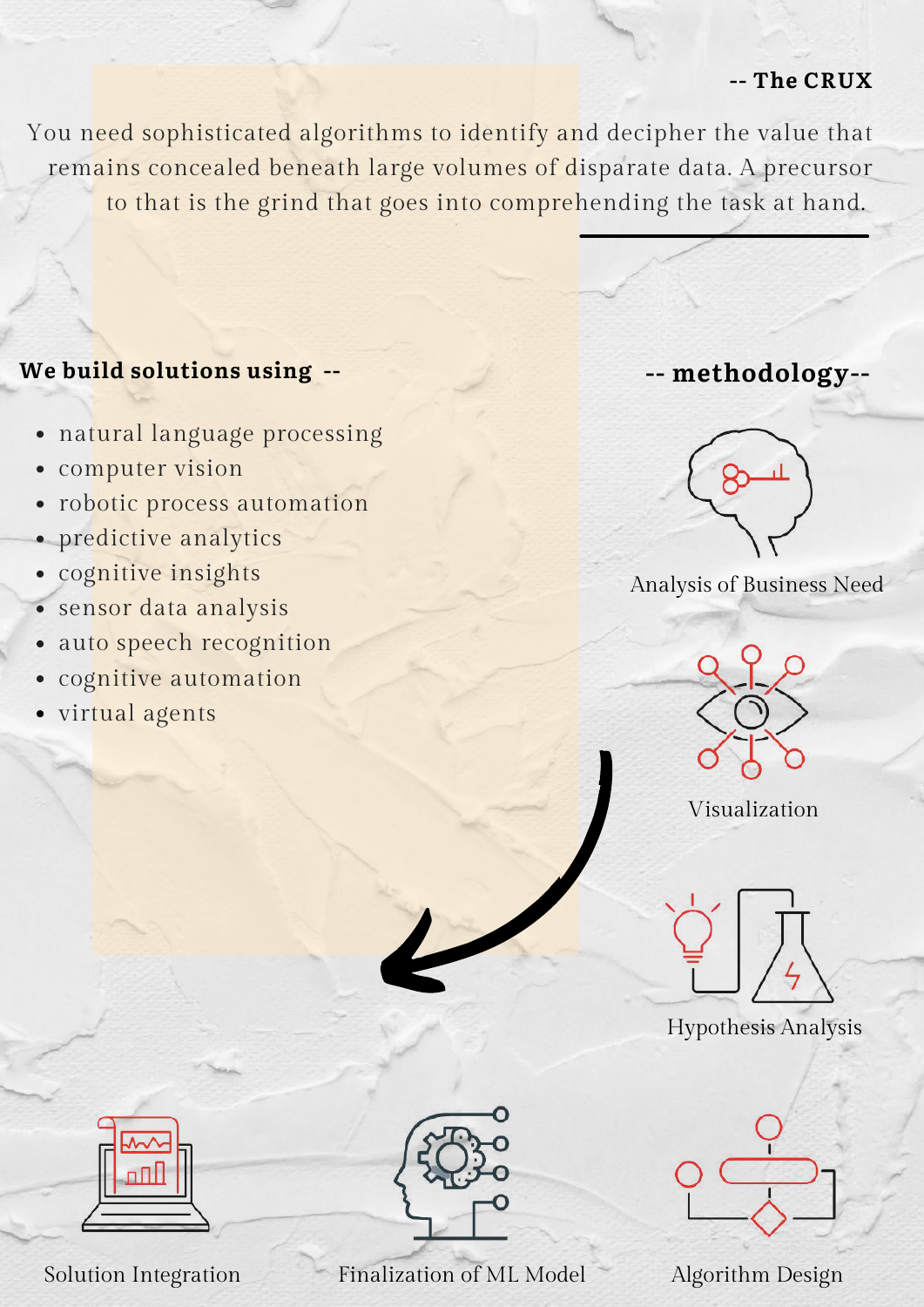**-- The CRUX**

You need sophisticated algorithms to identify and decipher the value that remains concealed beneath large volumes of disparate data. A precursor to that is the grind that goes into comprehending the task at hand.

**We build solutions using --**

- natural language processing
- computer vision
- robotic process automation
- predictive analytics
- cognitive insights
- sensor data analysis
- auto speech recognition
- cognitive automation
- virtual agents

**-- methodology--**

Analysis of Business Need

Visualization

Hypothesis Analysis

Algorithm Design

Finalization of ML Model

Solution Integration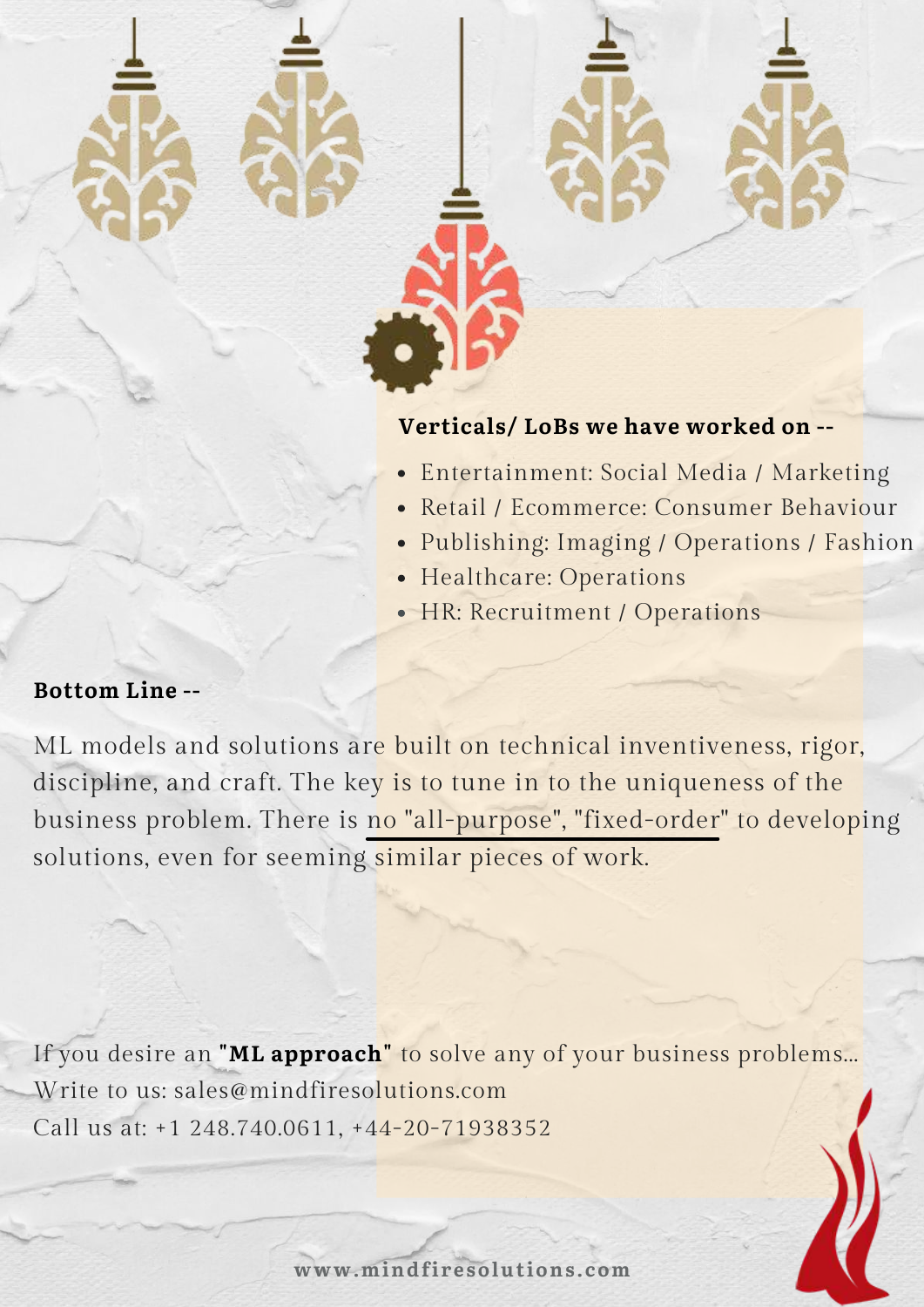**Verticals/ LoBs we have worked on --**

- Entertainment: Social Media / Marketing
- Retail / Ecommerce: Consumer Behaviour
- Publishing: Imaging / Operations / Fashion
- Healthcare: Operations
- HR: Recruitment / Operations

**Bottom Line --**

ML models and solutions are built on technical inventiveness, rigor, discipline, and craft. The key is to tune in to the uniqueness of the business problem. There is no "all-purpose", "fixed-order" to developing solutions, even for seeming similar pieces of work.

If you desire an **"ML approach"** to solve any of your business problems...
Write to us: sales@mindfiresolutions.com
Call us at: +1 248.740.0611, +44-20-71938352

www.mindfiresolutions.com